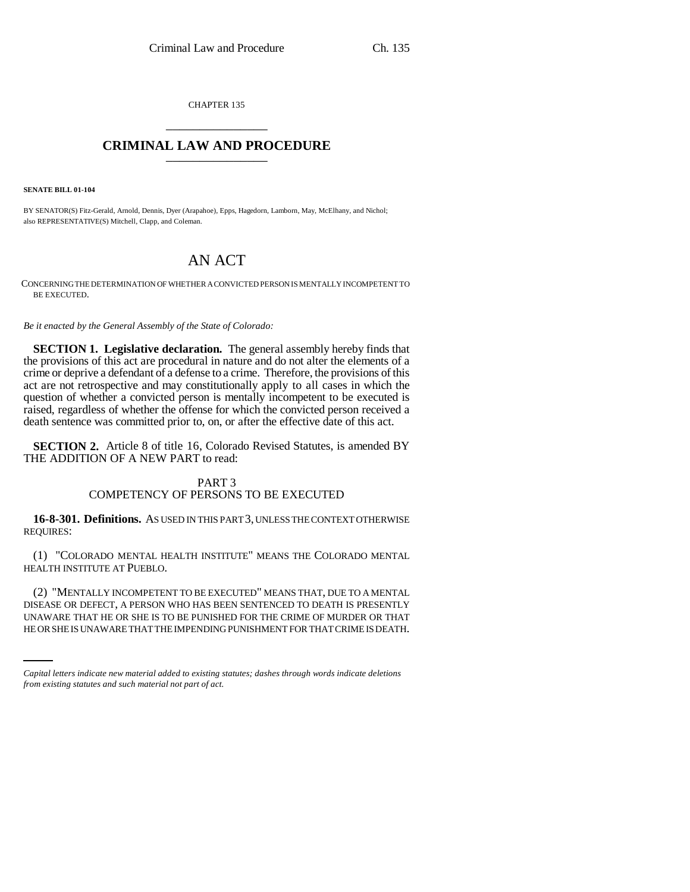CHAPTER 135

# CRIMINAL LAW AND PROCEDURE

**SENATE BILL 01-104**

BY SENATOR(S) Fitz-Gerald, Arnold, Dennis, Dyer (Arapahoe), Epps, Hagedorn, Lamborn, May, McElhany, and Nichol;
also REPRESENTATIVE(S) Mitchell, Clapp, and Coleman.

# AN ACT

CONCERNING THE DETERMINATION OF WHETHER A CONVICTED PERSON IS MENTALLY INCOMPETENT TO BE EXECUTED.

*Be it enacted by the General Assembly of the State of Colorado:*

**SECTION 1. Legislative declaration.** The general assembly hereby finds that the provisions of this act are procedural in nature and do not alter the elements of a crime or deprive a defendant of a defense to a crime. Therefore, the provisions of this act are not retrospective and may constitutionally apply to all cases in which the question of whether a convicted person is mentally incompetent to be executed is raised, regardless of whether the offense for which the convicted person received a death sentence was committed prior to, on, or after the effective date of this act.

**SECTION 2.** Article 8 of title 16, Colorado Revised Statutes, is amended BY THE ADDITION OF A NEW PART to read:

PART 3
COMPETENCY OF PERSONS TO BE EXECUTED

**16-8-301. Definitions.** AS USED IN THIS PART 3, UNLESS THE CONTEXT OTHERWISE REQUIRES:

(1) "COLORADO MENTAL HEALTH INSTITUTE" MEANS THE COLORADO MENTAL HEALTH INSTITUTE AT PUEBLO.

(2) "MENTALLY INCOMPETENT TO BE EXECUTED" MEANS THAT, DUE TO A MENTAL DISEASE OR DEFECT, A PERSON WHO HAS BEEN SENTENCED TO DEATH IS PRESENTLY UNAWARE THAT HE OR SHE IS TO BE PUNISHED FOR THE CRIME OF MURDER OR THAT HE OR SHE IS UNAWARE THAT THE IMPENDING PUNISHMENT FOR THAT CRIME IS DEATH.

*Capital letters indicate new material added to existing statutes; dashes through words indicate deletions from existing statutes and such material not part of act.*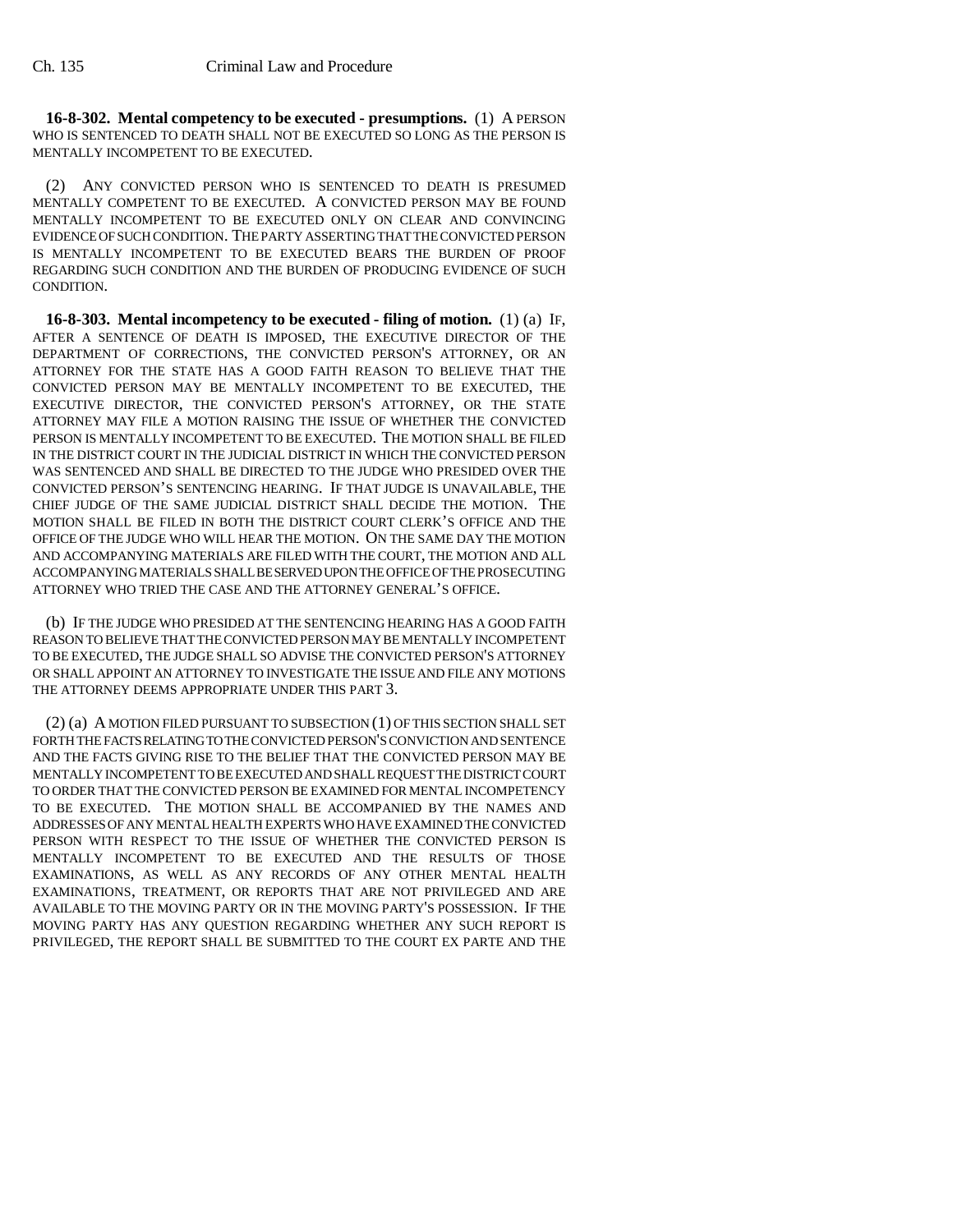**16-8-302. Mental competency to be executed - presumptions.** (1) A PERSON WHO IS SENTENCED TO DEATH SHALL NOT BE EXECUTED SO LONG AS THE PERSON IS MENTALLY INCOMPETENT TO BE EXECUTED.

(2) ANY CONVICTED PERSON WHO IS SENTENCED TO DEATH IS PRESUMED MENTALLY COMPETENT TO BE EXECUTED. A CONVICTED PERSON MAY BE FOUND MENTALLY INCOMPETENT TO BE EXECUTED ONLY ON CLEAR AND CONVINCING EVIDENCE OF SUCH CONDITION. THE PARTY ASSERTING THAT THE CONVICTED PERSON IS MENTALLY INCOMPETENT TO BE EXECUTED BEARS THE BURDEN OF PROOF REGARDING SUCH CONDITION AND THE BURDEN OF PRODUCING EVIDENCE OF SUCH CONDITION.

**16-8-303. Mental incompetency to be executed - filing of motion.** (1) (a) IF, AFTER A SENTENCE OF DEATH IS IMPOSED, THE EXECUTIVE DIRECTOR OF THE DEPARTMENT OF CORRECTIONS, THE CONVICTED PERSON'S ATTORNEY, OR AN ATTORNEY FOR THE STATE HAS A GOOD FAITH REASON TO BELIEVE THAT THE CONVICTED PERSON MAY BE MENTALLY INCOMPETENT TO BE EXECUTED, THE EXECUTIVE DIRECTOR, THE CONVICTED PERSON'S ATTORNEY, OR THE STATE ATTORNEY MAY FILE A MOTION RAISING THE ISSUE OF WHETHER THE CONVICTED PERSON IS MENTALLY INCOMPETENT TO BE EXECUTED. THE MOTION SHALL BE FILED IN THE DISTRICT COURT IN THE JUDICIAL DISTRICT IN WHICH THE CONVICTED PERSON WAS SENTENCED AND SHALL BE DIRECTED TO THE JUDGE WHO PRESIDED OVER THE CONVICTED PERSON'S SENTENCING HEARING. IF THAT JUDGE IS UNAVAILABLE, THE CHIEF JUDGE OF THE SAME JUDICIAL DISTRICT SHALL DECIDE THE MOTION. THE MOTION SHALL BE FILED IN BOTH THE DISTRICT COURT CLERK'S OFFICE AND THE OFFICE OF THE JUDGE WHO WILL HEAR THE MOTION. ON THE SAME DAY THE MOTION AND ACCOMPANYING MATERIALS ARE FILED WITH THE COURT, THE MOTION AND ALL ACCOMPANYING MATERIALS SHALL BE SERVED UPON THE OFFICE OF THE PROSECUTING ATTORNEY WHO TRIED THE CASE AND THE ATTORNEY GENERAL'S OFFICE.

(b) IF THE JUDGE WHO PRESIDED AT THE SENTENCING HEARING HAS A GOOD FAITH REASON TO BELIEVE THAT THE CONVICTED PERSON MAY BE MENTALLY INCOMPETENT TO BE EXECUTED, THE JUDGE SHALL SO ADVISE THE CONVICTED PERSON'S ATTORNEY OR SHALL APPOINT AN ATTORNEY TO INVESTIGATE THE ISSUE AND FILE ANY MOTIONS THE ATTORNEY DEEMS APPROPRIATE UNDER THIS PART 3.

(2) (a) A MOTION FILED PURSUANT TO SUBSECTION (1) OF THIS SECTION SHALL SET FORTH THE FACTS RELATING TO THE CONVICTED PERSON'S CONVICTION AND SENTENCE AND THE FACTS GIVING RISE TO THE BELIEF THAT THE CONVICTED PERSON MAY BE MENTALLY INCOMPETENT TO BE EXECUTED AND SHALL REQUEST THE DISTRICT COURT TO ORDER THAT THE CONVICTED PERSON BE EXAMINED FOR MENTAL INCOMPETENCY TO BE EXECUTED. THE MOTION SHALL BE ACCOMPANIED BY THE NAMES AND ADDRESSES OF ANY MENTAL HEALTH EXPERTS WHO HAVE EXAMINED THE CONVICTED PERSON WITH RESPECT TO THE ISSUE OF WHETHER THE CONVICTED PERSON IS MENTALLY INCOMPETENT TO BE EXECUTED AND THE RESULTS OF THOSE EXAMINATIONS, AS WELL AS ANY RECORDS OF ANY OTHER MENTAL HEALTH EXAMINATIONS, TREATMENT, OR REPORTS THAT ARE NOT PRIVILEGED AND ARE AVAILABLE TO THE MOVING PARTY OR IN THE MOVING PARTY'S POSSESSION. IF THE MOVING PARTY HAS ANY QUESTION REGARDING WHETHER ANY SUCH REPORT IS PRIVILEGED, THE REPORT SHALL BE SUBMITTED TO THE COURT EX PARTE AND THE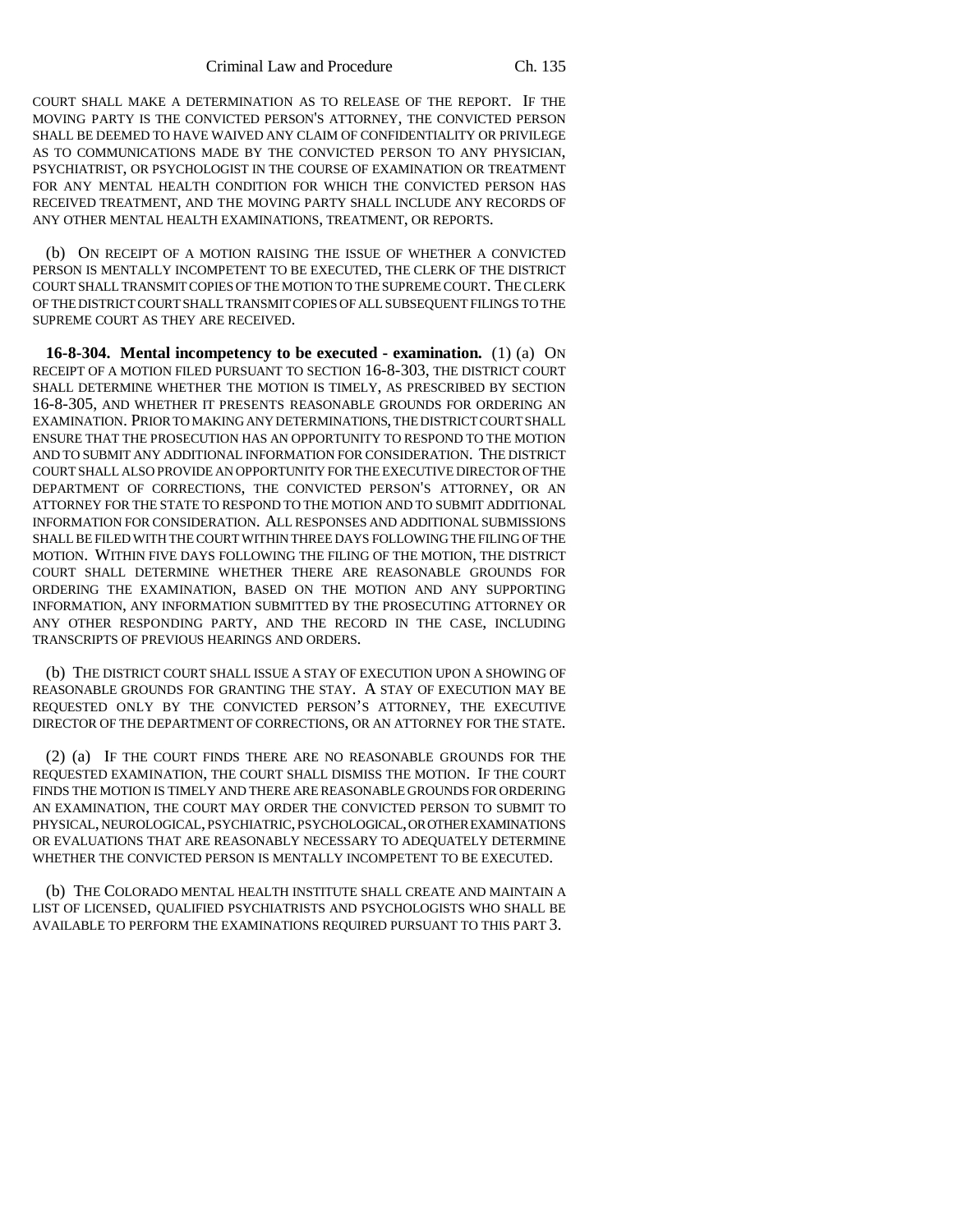COURT SHALL MAKE A DETERMINATION AS TO RELEASE OF THE REPORT. IF THE MOVING PARTY IS THE CONVICTED PERSON'S ATTORNEY, THE CONVICTED PERSON SHALL BE DEEMED TO HAVE WAIVED ANY CLAIM OF CONFIDENTIALITY OR PRIVILEGE AS TO COMMUNICATIONS MADE BY THE CONVICTED PERSON TO ANY PHYSICIAN, PSYCHIATRIST, OR PSYCHOLOGIST IN THE COURSE OF EXAMINATION OR TREATMENT FOR ANY MENTAL HEALTH CONDITION FOR WHICH THE CONVICTED PERSON HAS RECEIVED TREATMENT, AND THE MOVING PARTY SHALL INCLUDE ANY RECORDS OF ANY OTHER MENTAL HEALTH EXAMINATIONS, TREATMENT, OR REPORTS.

(b) ON RECEIPT OF A MOTION RAISING THE ISSUE OF WHETHER A CONVICTED PERSON IS MENTALLY INCOMPETENT TO BE EXECUTED, THE CLERK OF THE DISTRICT COURT SHALL TRANSMIT COPIES OF THE MOTION TO THE SUPREME COURT. THE CLERK OF THE DISTRICT COURT SHALL TRANSMIT COPIES OF ALL SUBSEQUENT FILINGS TO THE SUPREME COURT AS THEY ARE RECEIVED.

**16-8-304. Mental incompetency to be executed - examination.** (1) (a) ON RECEIPT OF A MOTION FILED PURSUANT TO SECTION 16-8-303, THE DISTRICT COURT SHALL DETERMINE WHETHER THE MOTION IS TIMELY, AS PRESCRIBED BY SECTION 16-8-305, AND WHETHER IT PRESENTS REASONABLE GROUNDS FOR ORDERING AN EXAMINATION. PRIOR TO MAKING ANY DETERMINATIONS, THE DISTRICT COURT SHALL ENSURE THAT THE PROSECUTION HAS AN OPPORTUNITY TO RESPOND TO THE MOTION AND TO SUBMIT ANY ADDITIONAL INFORMATION FOR CONSIDERATION. THE DISTRICT COURT SHALL ALSO PROVIDE AN OPPORTUNITY FOR THE EXECUTIVE DIRECTOR OF THE DEPARTMENT OF CORRECTIONS, THE CONVICTED PERSON'S ATTORNEY, OR AN ATTORNEY FOR THE STATE TO RESPOND TO THE MOTION AND TO SUBMIT ADDITIONAL INFORMATION FOR CONSIDERATION. ALL RESPONSES AND ADDITIONAL SUBMISSIONS SHALL BE FILED WITH THE COURT WITHIN THREE DAYS FOLLOWING THE FILING OF THE MOTION. WITHIN FIVE DAYS FOLLOWING THE FILING OF THE MOTION, THE DISTRICT COURT SHALL DETERMINE WHETHER THERE ARE REASONABLE GROUNDS FOR ORDERING THE EXAMINATION, BASED ON THE MOTION AND ANY SUPPORTING INFORMATION, ANY INFORMATION SUBMITTED BY THE PROSECUTING ATTORNEY OR ANY OTHER RESPONDING PARTY, AND THE RECORD IN THE CASE, INCLUDING TRANSCRIPTS OF PREVIOUS HEARINGS AND ORDERS.

(b) THE DISTRICT COURT SHALL ISSUE A STAY OF EXECUTION UPON A SHOWING OF REASONABLE GROUNDS FOR GRANTING THE STAY. A STAY OF EXECUTION MAY BE REQUESTED ONLY BY THE CONVICTED PERSON'S ATTORNEY, THE EXECUTIVE DIRECTOR OF THE DEPARTMENT OF CORRECTIONS, OR AN ATTORNEY FOR THE STATE.

(2) (a) IF THE COURT FINDS THERE ARE NO REASONABLE GROUNDS FOR THE REQUESTED EXAMINATION, THE COURT SHALL DISMISS THE MOTION. IF THE COURT FINDS THE MOTION IS TIMELY AND THERE ARE REASONABLE GROUNDS FOR ORDERING AN EXAMINATION, THE COURT MAY ORDER THE CONVICTED PERSON TO SUBMIT TO PHYSICAL, NEUROLOGICAL, PSYCHIATRIC, PSYCHOLOGICAL, OR OTHER EXAMINATIONS OR EVALUATIONS THAT ARE REASONABLY NECESSARY TO ADEQUATELY DETERMINE WHETHER THE CONVICTED PERSON IS MENTALLY INCOMPETENT TO BE EXECUTED.

(b) THE COLORADO MENTAL HEALTH INSTITUTE SHALL CREATE AND MAINTAIN A LIST OF LICENSED, QUALIFIED PSYCHIATRISTS AND PSYCHOLOGISTS WHO SHALL BE AVAILABLE TO PERFORM THE EXAMINATIONS REQUIRED PURSUANT TO THIS PART 3.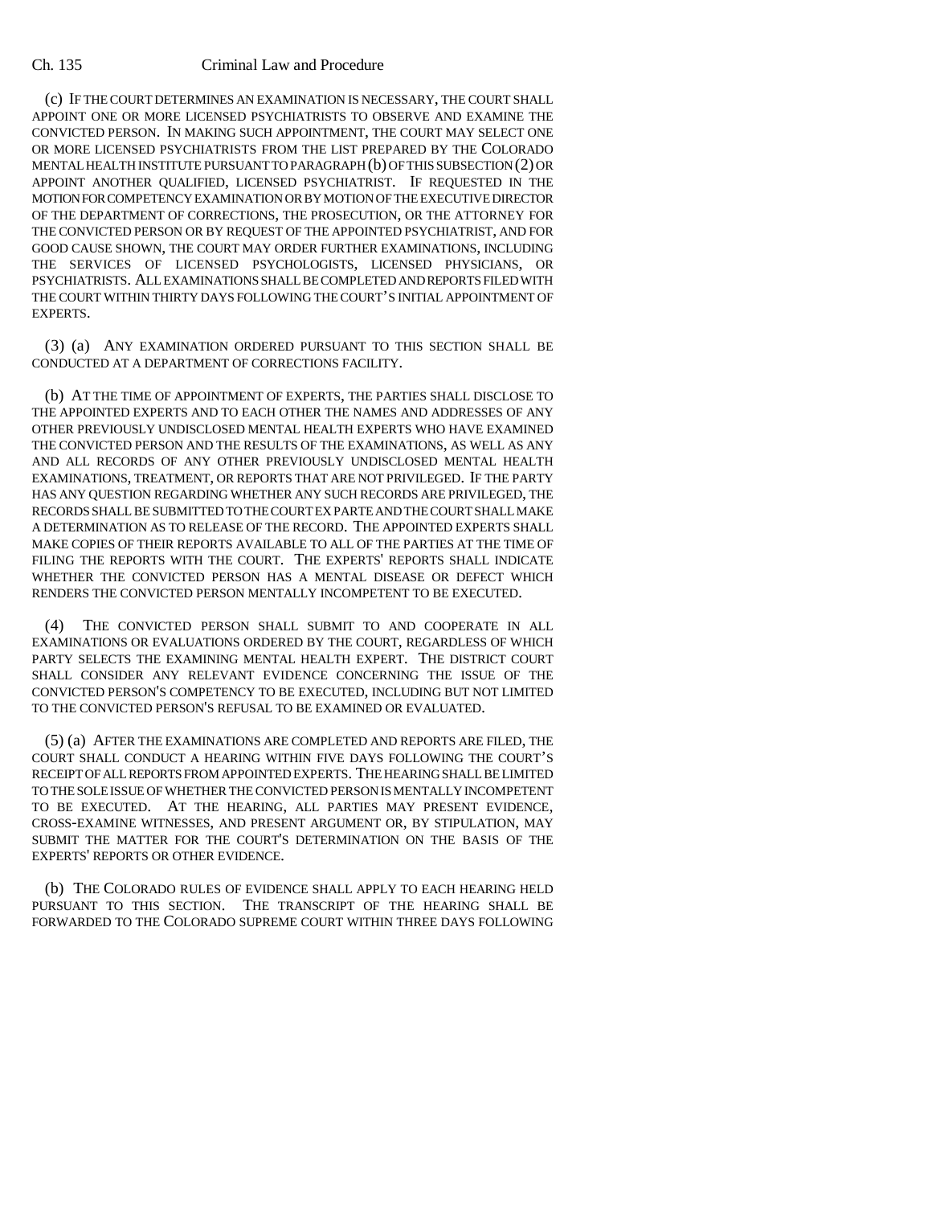(c) IF THE COURT DETERMINES AN EXAMINATION IS NECESSARY, THE COURT SHALL APPOINT ONE OR MORE LICENSED PSYCHIATRISTS TO OBSERVE AND EXAMINE THE CONVICTED PERSON. IN MAKING SUCH APPOINTMENT, THE COURT MAY SELECT ONE OR MORE LICENSED PSYCHIATRISTS FROM THE LIST PREPARED BY THE COLORADO MENTAL HEALTH INSTITUTE PURSUANT TO PARAGRAPH (b) OF THIS SUBSECTION (2) OR APPOINT ANOTHER QUALIFIED, LICENSED PSYCHIATRIST. IF REQUESTED IN THE MOTION FOR COMPETENCY EXAMINATION OR BY MOTION OF THE EXECUTIVE DIRECTOR OF THE DEPARTMENT OF CORRECTIONS, THE PROSECUTION, OR THE ATTORNEY FOR THE CONVICTED PERSON OR BY REQUEST OF THE APPOINTED PSYCHIATRIST, AND FOR GOOD CAUSE SHOWN, THE COURT MAY ORDER FURTHER EXAMINATIONS, INCLUDING THE SERVICES OF LICENSED PSYCHOLOGISTS, LICENSED PHYSICIANS, OR PSYCHIATRISTS. ALL EXAMINATIONS SHALL BE COMPLETED AND REPORTS FILED WITH THE COURT WITHIN THIRTY DAYS FOLLOWING THE COURT'S INITIAL APPOINTMENT OF EXPERTS.

(3) (a) ANY EXAMINATION ORDERED PURSUANT TO THIS SECTION SHALL BE CONDUCTED AT A DEPARTMENT OF CORRECTIONS FACILITY.

(b) AT THE TIME OF APPOINTMENT OF EXPERTS, THE PARTIES SHALL DISCLOSE TO THE APPOINTED EXPERTS AND TO EACH OTHER THE NAMES AND ADDRESSES OF ANY OTHER PREVIOUSLY UNDISCLOSED MENTAL HEALTH EXPERTS WHO HAVE EXAMINED THE CONVICTED PERSON AND THE RESULTS OF THE EXAMINATIONS, AS WELL AS ANY AND ALL RECORDS OF ANY OTHER PREVIOUSLY UNDISCLOSED MENTAL HEALTH EXAMINATIONS, TREATMENT, OR REPORTS THAT ARE NOT PRIVILEGED. IF THE PARTY HAS ANY QUESTION REGARDING WHETHER ANY SUCH RECORDS ARE PRIVILEGED, THE RECORDS SHALL BE SUBMITTED TO THE COURT EX PARTE AND THE COURT SHALL MAKE A DETERMINATION AS TO RELEASE OF THE RECORD. THE APPOINTED EXPERTS SHALL MAKE COPIES OF THEIR REPORTS AVAILABLE TO ALL OF THE PARTIES AT THE TIME OF FILING THE REPORTS WITH THE COURT. THE EXPERTS' REPORTS SHALL INDICATE WHETHER THE CONVICTED PERSON HAS A MENTAL DISEASE OR DEFECT WHICH RENDERS THE CONVICTED PERSON MENTALLY INCOMPETENT TO BE EXECUTED.

(4) THE CONVICTED PERSON SHALL SUBMIT TO AND COOPERATE IN ALL EXAMINATIONS OR EVALUATIONS ORDERED BY THE COURT, REGARDLESS OF WHICH PARTY SELECTS THE EXAMINING MENTAL HEALTH EXPERT. THE DISTRICT COURT SHALL CONSIDER ANY RELEVANT EVIDENCE CONCERNING THE ISSUE OF THE CONVICTED PERSON'S COMPETENCY TO BE EXECUTED, INCLUDING BUT NOT LIMITED TO THE CONVICTED PERSON'S REFUSAL TO BE EXAMINED OR EVALUATED.

(5) (a) AFTER THE EXAMINATIONS ARE COMPLETED AND REPORTS ARE FILED, THE COURT SHALL CONDUCT A HEARING WITHIN FIVE DAYS FOLLOWING THE COURT'S RECEIPT OF ALL REPORTS FROM APPOINTED EXPERTS. THE HEARING SHALL BE LIMITED TO THE SOLE ISSUE OF WHETHER THE CONVICTED PERSON IS MENTALLY INCOMPETENT TO BE EXECUTED. AT THE HEARING, ALL PARTIES MAY PRESENT EVIDENCE, CROSS-EXAMINE WITNESSES, AND PRESENT ARGUMENT OR, BY STIPULATION, MAY SUBMIT THE MATTER FOR THE COURT'S DETERMINATION ON THE BASIS OF THE EXPERTS' REPORTS OR OTHER EVIDENCE.

(b) THE COLORADO RULES OF EVIDENCE SHALL APPLY TO EACH HEARING HELD PURSUANT TO THIS SECTION. THE TRANSCRIPT OF THE HEARING SHALL BE FORWARDED TO THE COLORADO SUPREME COURT WITHIN THREE DAYS FOLLOWING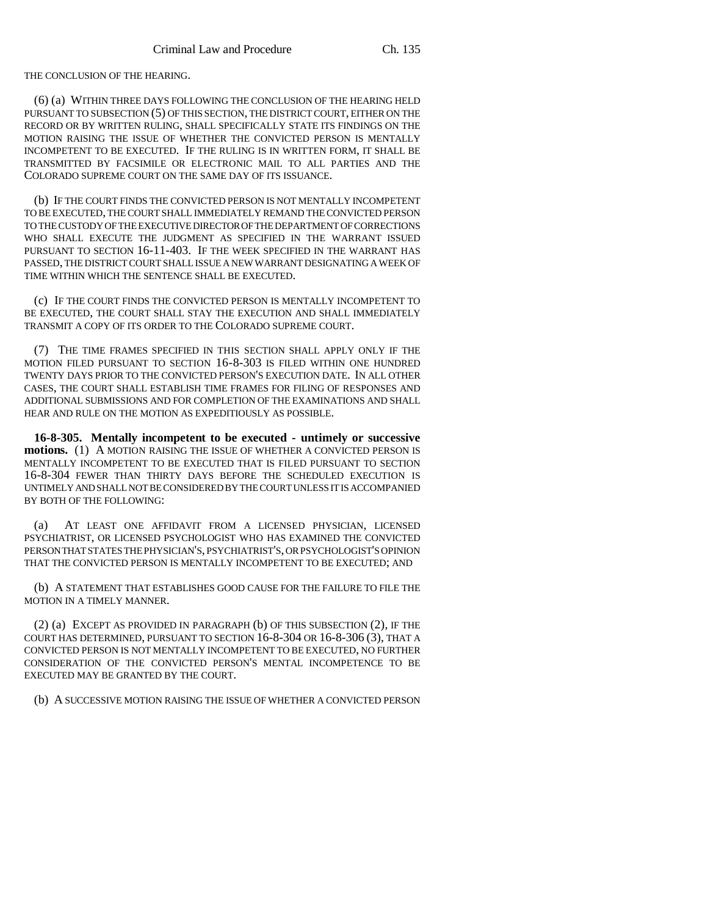THE CONCLUSION OF THE HEARING.

(6) (a) WITHIN THREE DAYS FOLLOWING THE CONCLUSION OF THE HEARING HELD PURSUANT TO SUBSECTION (5) OF THIS SECTION, THE DISTRICT COURT, EITHER ON THE RECORD OR BY WRITTEN RULING, SHALL SPECIFICALLY STATE ITS FINDINGS ON THE MOTION RAISING THE ISSUE OF WHETHER THE CONVICTED PERSON IS MENTALLY INCOMPETENT TO BE EXECUTED. IF THE RULING IS IN WRITTEN FORM, IT SHALL BE TRANSMITTED BY FACSIMILE OR ELECTRONIC MAIL TO ALL PARTIES AND THE COLORADO SUPREME COURT ON THE SAME DAY OF ITS ISSUANCE.

(b) IF THE COURT FINDS THE CONVICTED PERSON IS NOT MENTALLY INCOMPETENT TO BE EXECUTED, THE COURT SHALL IMMEDIATELY REMAND THE CONVICTED PERSON TO THE CUSTODY OF THE EXECUTIVE DIRECTOR OF THE DEPARTMENT OF CORRECTIONS WHO SHALL EXECUTE THE JUDGMENT AS SPECIFIED IN THE WARRANT ISSUED PURSUANT TO SECTION 16-11-403. IF THE WEEK SPECIFIED IN THE WARRANT HAS PASSED, THE DISTRICT COURT SHALL ISSUE A NEW WARRANT DESIGNATING A WEEK OF TIME WITHIN WHICH THE SENTENCE SHALL BE EXECUTED.

(c) IF THE COURT FINDS THE CONVICTED PERSON IS MENTALLY INCOMPETENT TO BE EXECUTED, THE COURT SHALL STAY THE EXECUTION AND SHALL IMMEDIATELY TRANSMIT A COPY OF ITS ORDER TO THE COLORADO SUPREME COURT.

(7) THE TIME FRAMES SPECIFIED IN THIS SECTION SHALL APPLY ONLY IF THE MOTION FILED PURSUANT TO SECTION 16-8-303 IS FILED WITHIN ONE HUNDRED TWENTY DAYS PRIOR TO THE CONVICTED PERSON'S EXECUTION DATE. IN ALL OTHER CASES, THE COURT SHALL ESTABLISH TIME FRAMES FOR FILING OF RESPONSES AND ADDITIONAL SUBMISSIONS AND FOR COMPLETION OF THE EXAMINATIONS AND SHALL HEAR AND RULE ON THE MOTION AS EXPEDITIOUSLY AS POSSIBLE.

**16-8-305. Mentally incompetent to be executed - untimely or successive motions.** (1) A MOTION RAISING THE ISSUE OF WHETHER A CONVICTED PERSON IS MENTALLY INCOMPETENT TO BE EXECUTED THAT IS FILED PURSUANT TO SECTION 16-8-304 FEWER THAN THIRTY DAYS BEFORE THE SCHEDULED EXECUTION IS UNTIMELY AND SHALL NOT BE CONSIDERED BY THE COURT UNLESS IT IS ACCOMPANIED BY BOTH OF THE FOLLOWING:

(a) AT LEAST ONE AFFIDAVIT FROM A LICENSED PHYSICIAN, LICENSED PSYCHIATRIST, OR LICENSED PSYCHOLOGIST WHO HAS EXAMINED THE CONVICTED PERSON THAT STATES THE PHYSICIAN'S, PSYCHIATRIST'S, OR PSYCHOLOGIST'S OPINION THAT THE CONVICTED PERSON IS MENTALLY INCOMPETENT TO BE EXECUTED; AND

(b) A STATEMENT THAT ESTABLISHES GOOD CAUSE FOR THE FAILURE TO FILE THE MOTION IN A TIMELY MANNER.

(2) (a) EXCEPT AS PROVIDED IN PARAGRAPH (b) OF THIS SUBSECTION (2), IF THE COURT HAS DETERMINED, PURSUANT TO SECTION 16-8-304 OR 16-8-306 (3), THAT A CONVICTED PERSON IS NOT MENTALLY INCOMPETENT TO BE EXECUTED, NO FURTHER CONSIDERATION OF THE CONVICTED PERSON'S MENTAL INCOMPETENCE TO BE EXECUTED MAY BE GRANTED BY THE COURT.

(b) A SUCCESSIVE MOTION RAISING THE ISSUE OF WHETHER A CONVICTED PERSON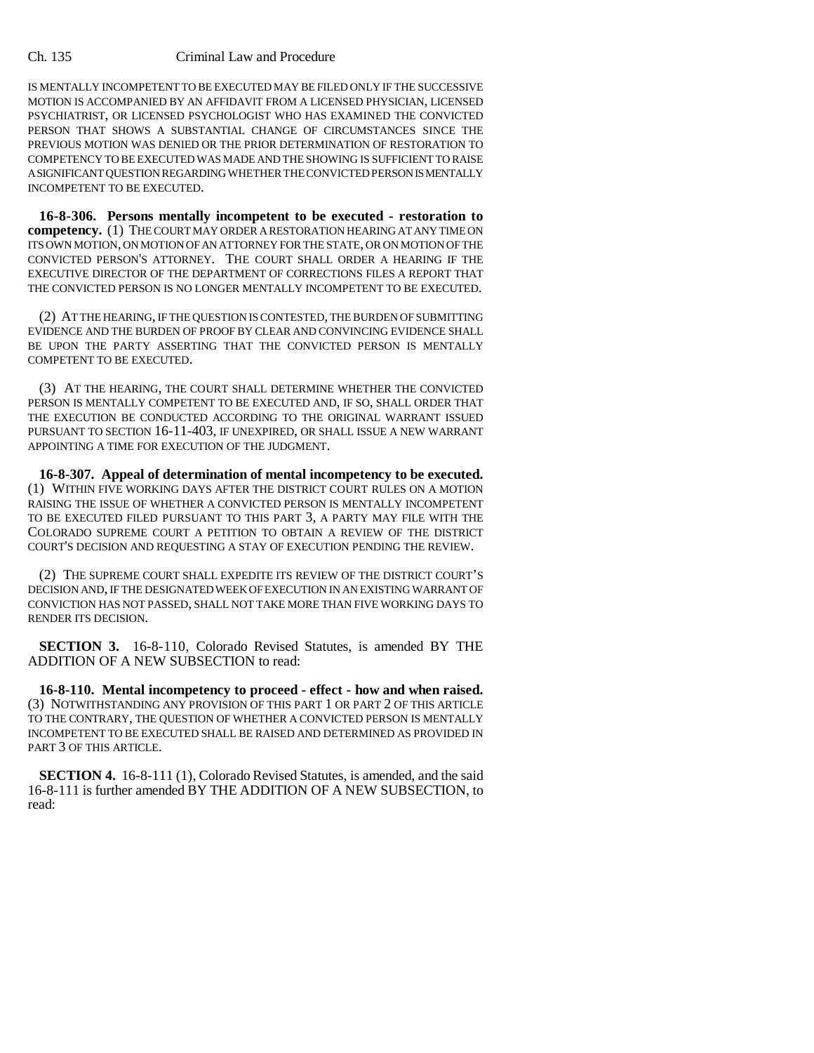IS MENTALLY INCOMPETENT TO BE EXECUTED MAY BE FILED ONLY IF THE SUCCESSIVE MOTION IS ACCOMPANIED BY AN AFFIDAVIT FROM A LICENSED PHYSICIAN, LICENSED PSYCHIATRIST, OR LICENSED PSYCHOLOGIST WHO HAS EXAMINED THE CONVICTED PERSON THAT SHOWS A SUBSTANTIAL CHANGE OF CIRCUMSTANCES SINCE THE PREVIOUS MOTION WAS DENIED OR THE PRIOR DETERMINATION OF RESTORATION TO COMPETENCY TO BE EXECUTED WAS MADE AND THE SHOWING IS SUFFICIENT TO RAISE A SIGNIFICANT QUESTION REGARDING WHETHER THE CONVICTED PERSON IS MENTALLY INCOMPETENT TO BE EXECUTED.

**16-8-306. Persons mentally incompetent to be executed - restoration to competency.** (1) THE COURT MAY ORDER A RESTORATION HEARING AT ANY TIME ON ITS OWN MOTION, ON MOTION OF AN ATTORNEY FOR THE STATE, OR ON MOTION OF THE CONVICTED PERSON'S ATTORNEY. THE COURT SHALL ORDER A HEARING IF THE EXECUTIVE DIRECTOR OF THE DEPARTMENT OF CORRECTIONS FILES A REPORT THAT THE CONVICTED PERSON IS NO LONGER MENTALLY INCOMPETENT TO BE EXECUTED.

(2) AT THE HEARING, IF THE QUESTION IS CONTESTED, THE BURDEN OF SUBMITTING EVIDENCE AND THE BURDEN OF PROOF BY CLEAR AND CONVINCING EVIDENCE SHALL BE UPON THE PARTY ASSERTING THAT THE CONVICTED PERSON IS MENTALLY COMPETENT TO BE EXECUTED.

(3) AT THE HEARING, THE COURT SHALL DETERMINE WHETHER THE CONVICTED PERSON IS MENTALLY COMPETENT TO BE EXECUTED AND, IF SO, SHALL ORDER THAT THE EXECUTION BE CONDUCTED ACCORDING TO THE ORIGINAL WARRANT ISSUED PURSUANT TO SECTION 16-11-403, IF UNEXPIRED, OR SHALL ISSUE A NEW WARRANT APPOINTING A TIME FOR EXECUTION OF THE JUDGMENT.

**16-8-307. Appeal of determination of mental incompetency to be executed.** (1) WITHIN FIVE WORKING DAYS AFTER THE DISTRICT COURT RULES ON A MOTION RAISING THE ISSUE OF WHETHER A CONVICTED PERSON IS MENTALLY INCOMPETENT TO BE EXECUTED FILED PURSUANT TO THIS PART 3, A PARTY MAY FILE WITH THE COLORADO SUPREME COURT A PETITION TO OBTAIN A REVIEW OF THE DISTRICT COURT'S DECISION AND REQUESTING A STAY OF EXECUTION PENDING THE REVIEW.

(2) THE SUPREME COURT SHALL EXPEDITE ITS REVIEW OF THE DISTRICT COURT'S DECISION AND, IF THE DESIGNATED WEEK OF EXECUTION IN AN EXISTING WARRANT OF CONVICTION HAS NOT PASSED, SHALL NOT TAKE MORE THAN FIVE WORKING DAYS TO RENDER ITS DECISION.

**SECTION 3.** 16-8-110, Colorado Revised Statutes, is amended BY THE ADDITION OF A NEW SUBSECTION to read:

**16-8-110. Mental incompetency to proceed - effect - how and when raised.** (3) NOTWITHSTANDING ANY PROVISION OF THIS PART 1 OR PART 2 OF THIS ARTICLE TO THE CONTRARY, THE QUESTION OF WHETHER A CONVICTED PERSON IS MENTALLY INCOMPETENT TO BE EXECUTED SHALL BE RAISED AND DETERMINED AS PROVIDED IN PART 3 OF THIS ARTICLE.

**SECTION 4.** 16-8-111 (1), Colorado Revised Statutes, is amended, and the said 16-8-111 is further amended BY THE ADDITION OF A NEW SUBSECTION, to read: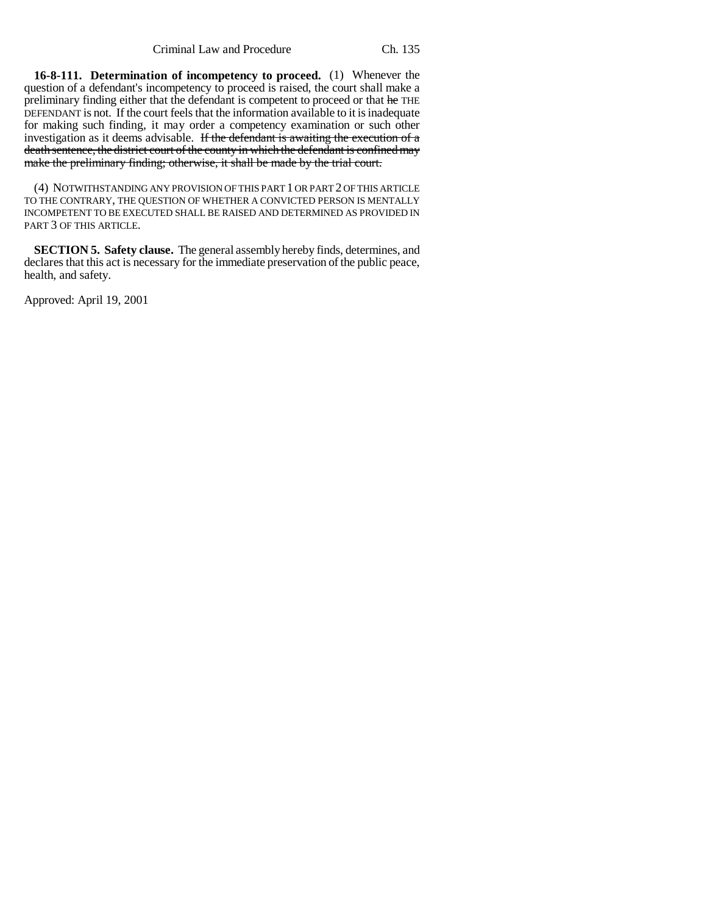**16-8-111. Determination of incompetency to proceed.** (1) Whenever the question of a defendant's incompetency to proceed is raised, the court shall make a preliminary finding either that the defendant is competent to proceed or that ~~he~~ THE DEFENDANT is not. If the court feels that the information available to it is inadequate for making such finding, it may order a competency examination or such other investigation as it deems advisable. ~~If the defendant is awaiting the execution of a death sentence, the district court of the county in which the defendant is confined may make the preliminary finding; otherwise, it shall be made by the trial court.~~

(4) NOTWITHSTANDING ANY PROVISION OF THIS PART 1 OR PART 2 OF THIS ARTICLE TO THE CONTRARY, THE QUESTION OF WHETHER A CONVICTED PERSON IS MENTALLY INCOMPETENT TO BE EXECUTED SHALL BE RAISED AND DETERMINED AS PROVIDED IN PART 3 OF THIS ARTICLE.

**SECTION 5. Safety clause.** The general assembly hereby finds, determines, and declares that this act is necessary for the immediate preservation of the public peace, health, and safety.

Approved: April 19, 2001